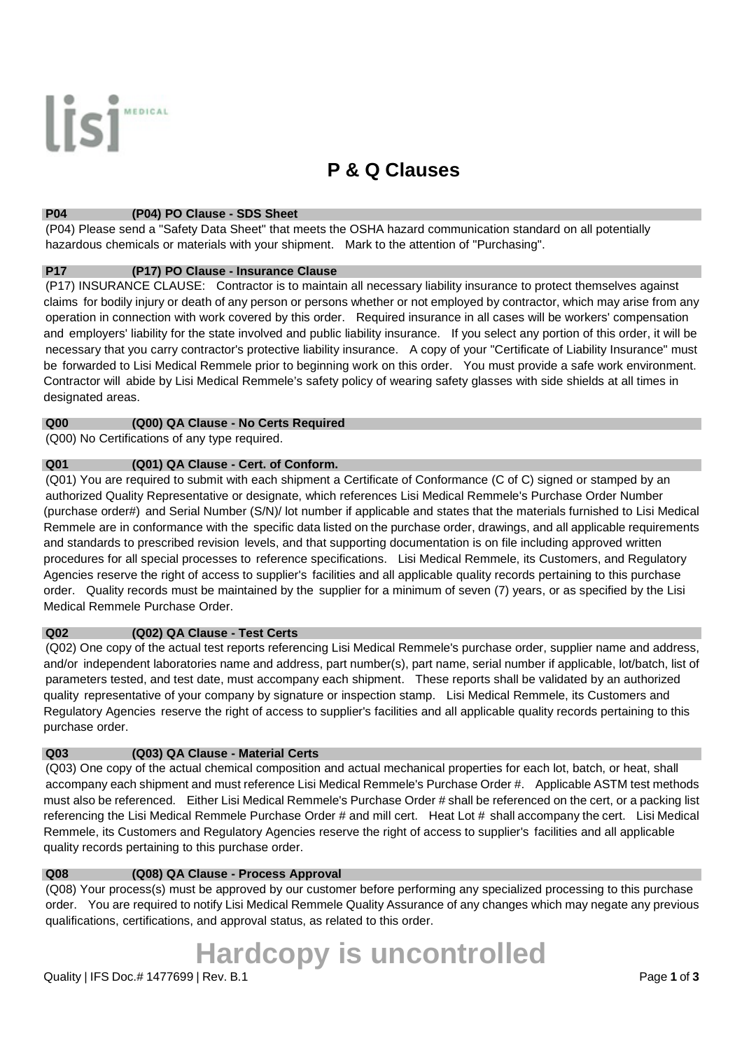# P & Q Clauses

### P04 (P04) PO Clause - SDS Sheet

(P04) Please send a "Safety Data Sheet" that meets the OSHA hazard communication standard on all potentially hazardous chemicals or materials with your shipment. Mark to the attention of "Purchasing".

### P17 (P17) PO Clause - Insurance Clause

(P17) INSURANCE CLAUSE: Contractor is to maintain all necessary liability insurance to protect themselves against claims for bodily injury or death of any person or persons whether or not employed by contractor, which may arise from any operation in connection with work covered by this order. Required insurance in all cases will be workers' compensation and employers' liability for the state involved and public liability insurance. If you select any portion of this order, it will be necessary that you carry contractor's protective liability insurance. A copy of your "Certificate of Liability Insurance" must be forwarded to Lisi Medical Remmele prior to beginning work on this order. You must provide a safe work environment. Contractor will abide by Lisi Medical Remmele's safety policy of wearing safety glasses with side shields at all times in designated areas.

### Q00 (Q00) QA Clause - No Certs Required

(Q00) No Certifications of any type required.

### Q01 (Q01) QA Clause - Cert. of Conform.

(Q01) You are required to submit with each shipment a Certificate of Conformance (C of C) signed or stamped by an authorized Quality Representative or designate, which references Lisi Medical Remmele's Purchase Order Number (purchase order#) and Serial Number (S/N)/ lot number if applicable and states that the materials furnished to Lisi Medical Remmele are in conformance with the specific data listed on the purchase order, drawings, and all applicable requirements and standards to prescribed revision levels, and that supporting documentation is on file including approved written procedures for all special processes to reference specifications. Lisi Medical Remmele, its Customers, and Regulatory Agencies reserve the right of access to supplier's facilities and all applicable quality records pertaining to this purchase order. Quality records must be maintained by the supplier for a minimum of seven (7) years, or as specified by the Lisi Medical Remmele Purchase Order.

### Q02 (Q02) QA Clause - Test Certs

(Q02) One copy of the actual test reports referencing Lisi Medical Remmele's purchase order, supplier name and address, and/or independent laboratories name and address, part number(s), part name, serial number if applicable, lot/batch, list of parameters tested, and test date, must accompany each shipment. These reports shall be validated by an authorized quality representative of your company by signature or inspection stamp. Lisi Medical Remmele, its Customers and Regulatory Agencies reserve the right of access to supplier's facilities and all applicable quality records pertaining to this purchase order.

### Q03 (Q03) QA Clause - Material Certs

(Q03) One copy of the actual chemical composition and actual mechanical properties for each lot, batch, or heat, shall accompany each shipment and must reference Lisi Medical Remmele's Purchase Order #. Applicable ASTM test methods must also be referenced. Either Lisi Medical Remmele's Purchase Order # shall be referenced on the cert, or a packing list referencing the Lisi Medical Remmele Purchase Order # and mill cert. Heat Lot # shall accompany the cert. Lisi Medical Remmele, its Customers and Regulatory Agencies reserve the right of access to supplier's facilities and all applicable quality records pertaining to this purchase order.

### Q08 (Q08) QA Clause - Process Approval

(Q08) Your process(s) must be approved by our customer before performing any specialized processing to this purchase order. You are required to notify Lisi Medical Remmele Quality Assurance of any changes which may negate any previous qualifications, certifications, and approval status, as related to this order.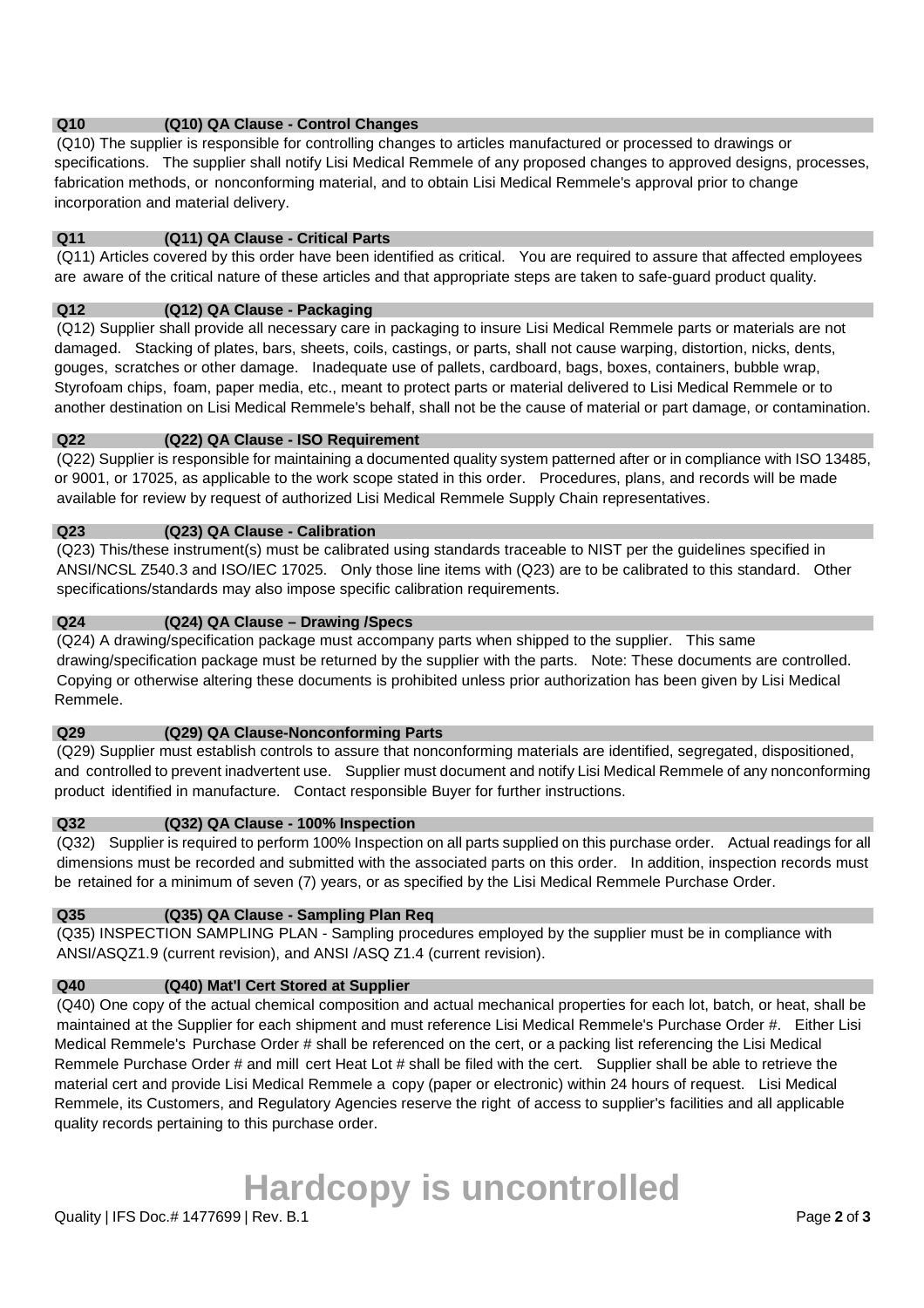### Q10 (Q10) QA Clause - Control Changes

(Q10) The supplier is responsible for controlling changes to articles manufactured or processed to drawings or specifications. The supplier shall notify Lisi Medical Remmele of any proposed changes to approved designs, processes, fabrication methods, or nonconforming material, and to obtain Lisi Medical Remmele's approval prior to change incorporation and material delivery.

### Q11 (Q11) QA Clause - Critical Parts

(Q11) Articles covered by this order have been identified as critical. You are required to assure that affected employees are aware of the critical nature of these articles and that appropriate steps are taken to safe-guard product quality.

### Q12 (Q12) QA Clause - Packaging

(Q12) Supplier shall provide all necessary care in packaging to insure Lisi Medical Remmele parts or materials are not damaged. Stacking of plates, bars, sheets, coils, castings, or parts, shall not cause warping, distortion, nicks, dents, gouges, scratches or other damage. Inadequate use of pallets, cardboard, bags, boxes, containers, bubble wrap, Styrofoam chips, foam, paper media, etc., meant to protect parts or material delivered to Lisi Medical Remmele or to another destination on Lisi Medical Remmele's behalf, shall not be the cause of material or part damage, or contamination.

### Q22 (Q22) QA Clause - ISO Requirement

(Q22) Supplier is responsible for maintaining a documented quality system patterned after or in compliance with ISO 13485, or 9001, or 17025, as applicable to the work scope stated in this order. Procedures, plans, and records will be made available for review by request of authorized Lisi Medical Remmele Supply Chain representatives.

### Q23 (Q23) QA Clause - Calibration

(Q23) This/these instrument(s) must be calibrated using standards traceable to NIST per the guidelines specified in ANSI/NCSL Z540.3 and ISO/IEC 17025. Only those line items with (Q23) are to be calibrated to this standard. Other specifications/standards may also impose specific calibration requirements.

### Q24 (Q24) QA Clause – Drawing /Specs

(Q24) A drawing/specification package must accompany parts when shipped to the supplier. This same drawing/specification package must be returned by the supplier with the parts. Note: These documents are controlled. Copying or otherwise altering these documents is prohibited unless prior authorization has been given by Lisi Medical Remmele.

### Q29 (Q29) QA Clause-Nonconforming Parts

(Q29) Supplier must establish controls to assure that nonconforming materials are identified, segregated, dispositioned, and controlled to prevent inadvertent use. Supplier must document and notify Lisi Medical Remmele of any nonconforming product identified in manufacture. Contact responsible Buyer for further instructions.

### Q32 (Q32) QA Clause - 100% Inspection

(Q32) Supplier is required to perform 100% Inspection on all parts supplied on this purchase order. Actual readings for all dimensions must be recorded and submitted with the associated parts on this order. In addition, inspection records must be retained for a minimum of seven (7) years, or as specified by the Lisi Medical Remmele Purchase Order.

### Q35 (Q35) QA Clause - Sampling Plan Req

(Q35) INSPECTION SAMPLING PLAN - Sampling procedures employed by the supplier must be in compliance with ANSI/ASQZ1.9 (current revision), and ANSI /ASQ Z1.4 (current revision).

### Q40 (Q40) Mat'l Cert Stored at Supplier

(Q40) One copy of the actual chemical composition and actual mechanical properties for each lot, batch, or heat, shall be maintained at the Supplier for each shipment and must reference Lisi Medical Remmele's Purchase Order #. Either Lisi Medical Remmele's Purchase Order # shall be referenced on the cert, or a packing list referencing the Lisi Medical Remmele Purchase Order # and mill cert Heat Lot # shall be filed with the cert. Supplier shall be able to retrieve the material cert and provide Lisi Medical Remmele a copy (paper or electronic) within 24 hours of request. Lisi Medical Remmele, its Customers, and Regulatory Agencies reserve the right of access to supplier's facilities and all applicable quality records pertaining to this purchase order.

**Hardcopy is uncontrolled**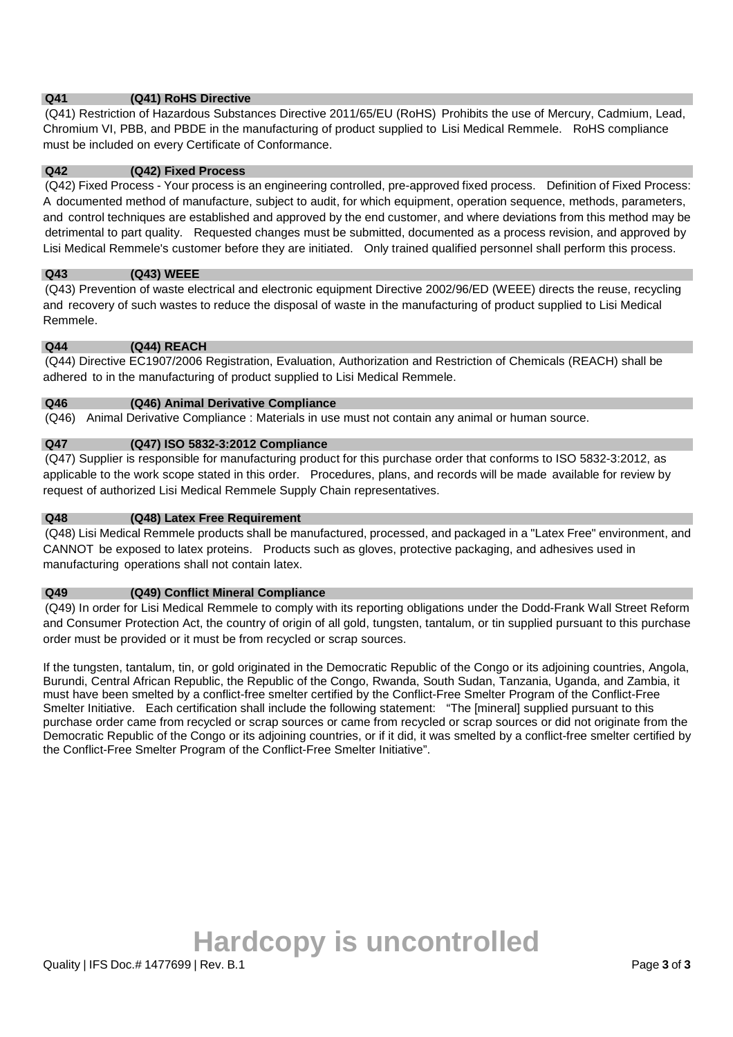**Q41 (Q41) RoHS Directive**

(Q41) Restriction of Hazardous Substances Directive 2011/65/EU (RoHS) Prohibits the use of Mercury, Cadmium, Lead, Chromium VI, PBB, and PBDE in the manufacturing of product supplied to Lisi Medical Remmele. RoHS compliance must be included on every Certificate of Conformance.

**Q42 (Q42) Fixed Process**

(Q42) Fixed Process - Your process is an engineering controlled, pre-approved fixed process. Definition of Fixed Process: A documented method of manufacture, subject to audit, for which equipment, operation sequence, methods, parameters, and control techniques are established and approved by the end customer, and where deviations from this method may be detrimental to part quality. Requested changes must be submitted, documented as a process revision, and approved by Lisi Medical Remmele's customer before they are initiated. Only trained qualified personnel shall perform this process.

**Q43 (Q43) WEEE**

(Q43) Prevention of waste electrical and electronic equipment Directive 2002/96/ED (WEEE) directs the reuse, recycling and recovery of such wastes to reduce the disposal of waste in the manufacturing of product supplied to Lisi Medical Remmele.

**Q44 (Q44) REACH**

(Q44) Directive EC1907/2006 Registration, Evaluation, Authorization and Restriction of Chemicals (REACH) shall be adhered to in the manufacturing of product supplied to Lisi Medical Remmele.

**Q46 (Q46) Animal Derivative Compliance**

(Q46) Animal Derivative Compliance : Materials in use must not contain any animal or human source.

**Q47 (Q47) ISO 5832-3:2012 Compliance**

(Q47) Supplier is responsible for manufacturing product for this purchase order that conforms to ISO 5832-3:2012, as applicable to the work scope stated in this order. Procedures, plans, and records will be made available for review by request of authorized Lisi Medical Remmele Supply Chain representatives.

**Q48 (Q48) Latex Free Requirement**

(Q48) Lisi Medical Remmele products shall be manufactured, processed, and packaged in a "Latex Free" environment, and CANNOT be exposed to latex proteins. Products such as gloves, protective packaging, and adhesives used in manufacturing operations shall not contain latex.

**Q49 (Q49) Conflict Mineral Compliance**

(Q49) In order for Lisi Medical Remmele to comply with its reporting obligations under the Dodd-Frank Wall Street Reform and Consumer Protection Act, the country of origin of all gold, tungsten, tantalum, or tin supplied pursuant to this purchase order must be provided or it must be from recycled or scrap sources.

If the tungsten, tantalum, tin, or gold originated in the Democratic Republic of the Congo or its adjoining countries, Angola, Burundi, Central African Republic, the Republic of the Congo, Rwanda, South Sudan, Tanzania, Uganda, and Zambia, it must have been smelted by a conflict-free smelter certified by the Conflict-Free Smelter Program of the Conflict-Free Smelter Initiative. Each certification shall include the following statement: "The [mineral] supplied pursuant to this purchase order came from recycled or scrap sources or came from recycled or scrap sources or did not originate from the Democratic Republic of the Congo or its adjoining countries, or if it did, it was smelted by a conflict-free smelter certified by the Conflict-Free Smelter Program of the Conflict-Free Smelter Initiative".